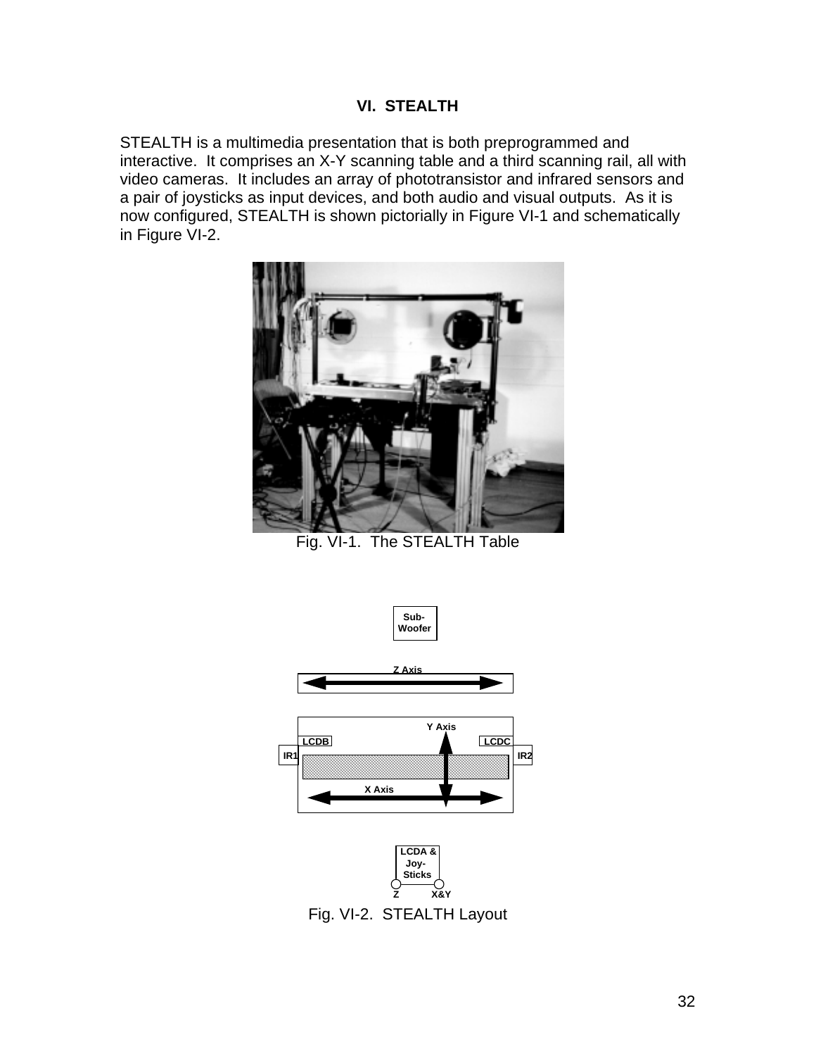# VI. STEALTH

STEALTH is a multimedia presentation that is both preprogrammed and interactive. It comprises an X-Y scanning table and a third scanning rail, all with video cameras. It includes an array of phototransistor and infrared sensors and a pair of joysticks as input devices, and both audio and visual outputs. As it is now configured, STEALTH is shown pictorially in Figure VI-1 and schematically in Figure VI-2.

Fig. VI-1. The STEALTH Table

Fig. VI-2. STEALTH Layout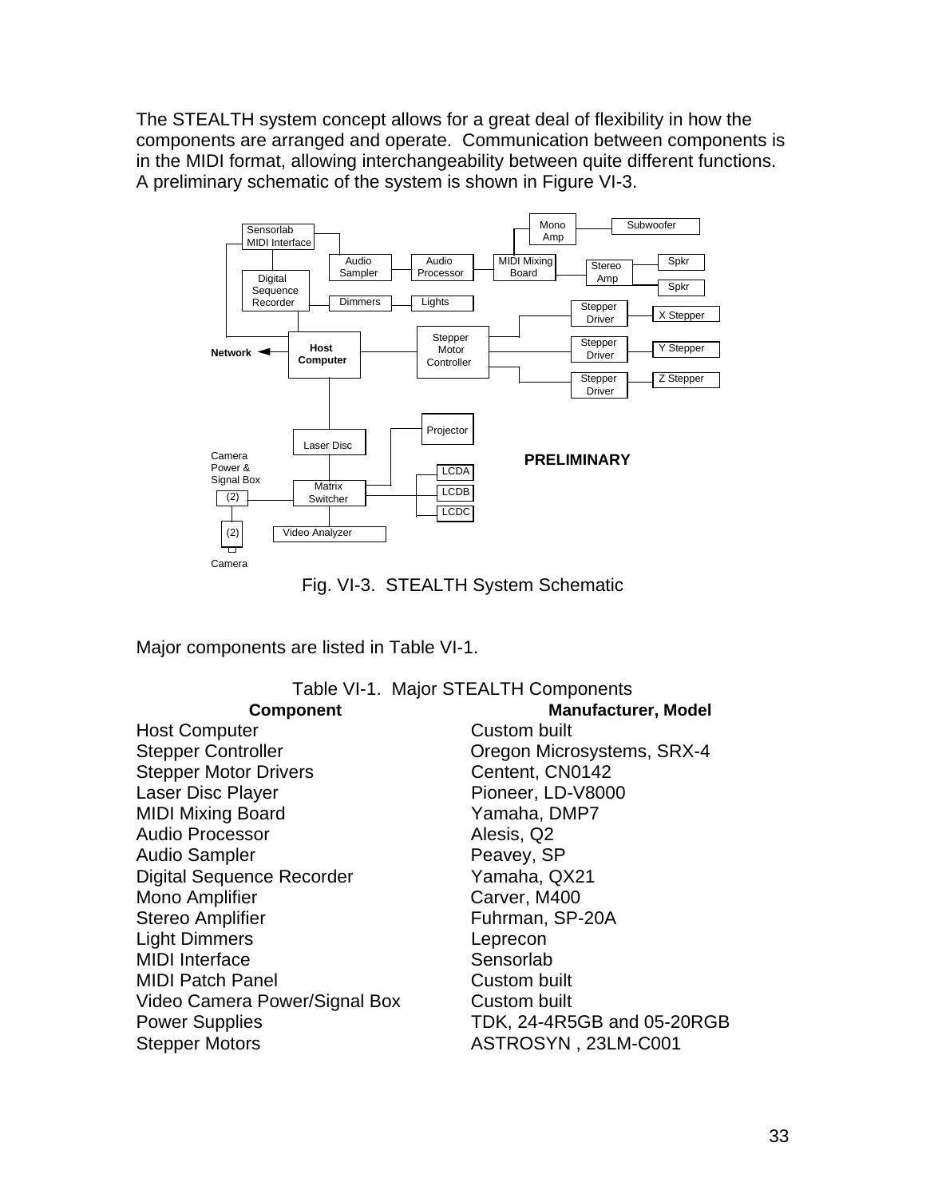The STEALTH system concept allows for a great deal of flexibility in how the components are arranged and operate. Communication between components is in the MIDI format, allowing interchangeability between quite different functions. A preliminary schematic of the system is shown in Figure VI-3.

Fig. VI-3. STEALTH System Schematic

Major components are listed in Table VI-1.

Table VI-1. Major STEALTH Components

| Component | Manufacturer, Model |
|---|---|
| Host Computer | Custom built |
| Stepper Controller | Oregon Microsystems, SRX-4 |
| Stepper Motor Drivers | Centent, CN0142 |
| Laser Disc Player | Pioneer, LD-V8000 |
| MIDI Mixing Board | Yamaha, DMP7 |
| Audio Processor | Alesis, Q2 |
| Audio Sampler | Peavey, SP |
| Digital Sequence Recorder | Yamaha, QX21 |
| Mono Amplifier | Carver, M400 |
| Stereo Amplifier | Fuhrman, SP-20A |
| Light Dimmers | Leprecon |
| MIDI Interface | Sensorlab |
| MIDI Patch Panel | Custom built |
| Video Camera Power/Signal Box | Custom built |
| Power Supplies | TDK, 24-4R5GB and 05-20RGB |
| Stepper Motors | ASTROSYN , 23LM-C001 |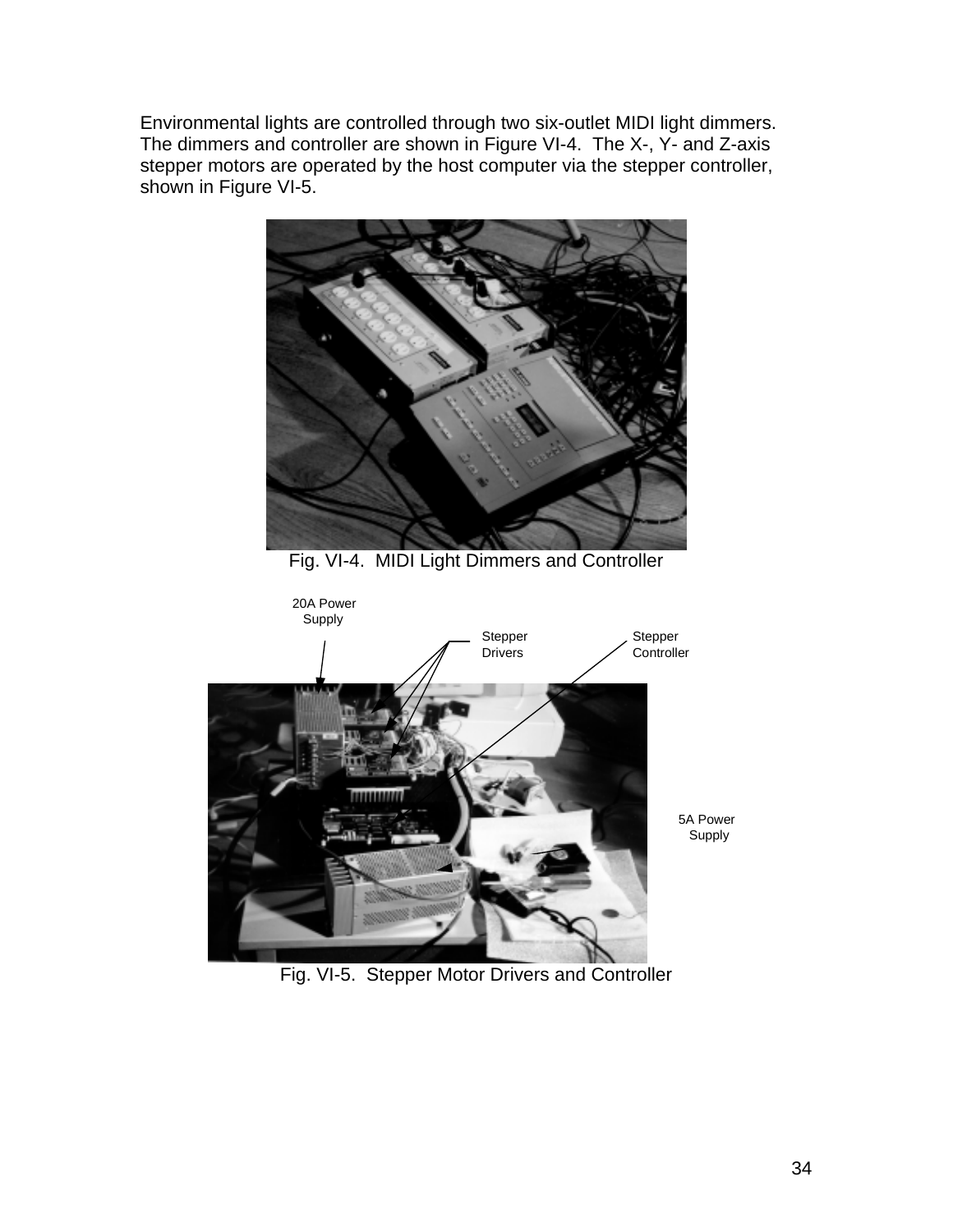Environmental lights are controlled through two six-outlet MIDI light dimmers. The dimmers and controller are shown in Figure VI-4. The X-, Y- and Z-axis stepper motors are operated by the host computer via the stepper controller, shown in Figure VI-5.

Fig. VI-4. MIDI Light Dimmers and Controller

Fig. VI-5. Stepper Motor Drivers and Controller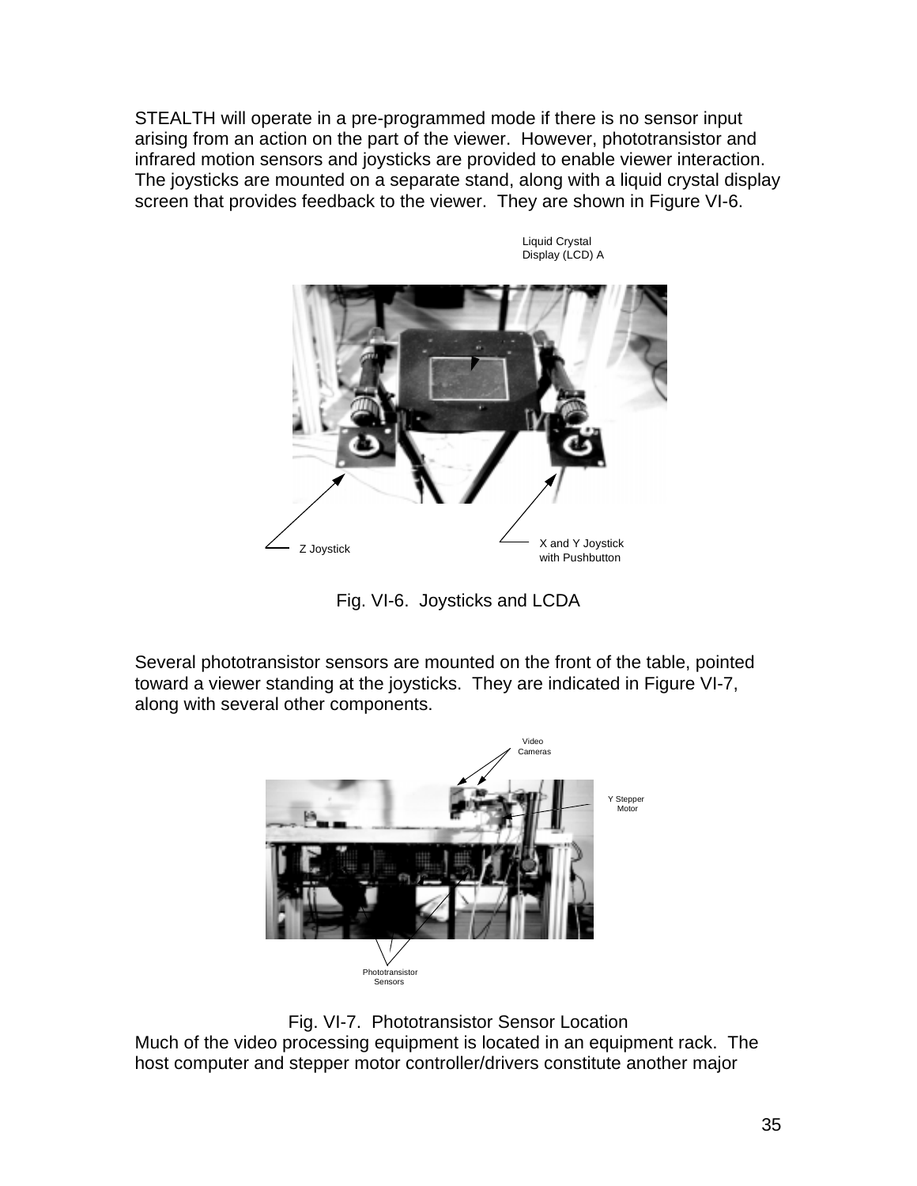STEALTH will operate in a pre-programmed mode if there is no sensor input arising from an action on the part of the viewer. However, phototransistor and infrared motion sensors and joysticks are provided to enable viewer interaction. The joysticks are mounted on a separate stand, along with a liquid crystal display screen that provides feedback to the viewer. They are shown in Figure VI-6.

Liquid Crystal Display (LCD) A

Z Joystick

X and Y Joystick with Pushbutton

Fig. VI-6. Joysticks and LCDA

Several phototransistor sensors are mounted on the front of the table, pointed toward a viewer standing at the joysticks. They are indicated in Figure VI-7, along with several other components.

Video Cameras

Y Stepper Motor

Phototransistor Sensors

Fig. VI-7. Phototransistor Sensor Location

Much of the video processing equipment is located in an equipment rack. The host computer and stepper motor controller/drivers constitute another major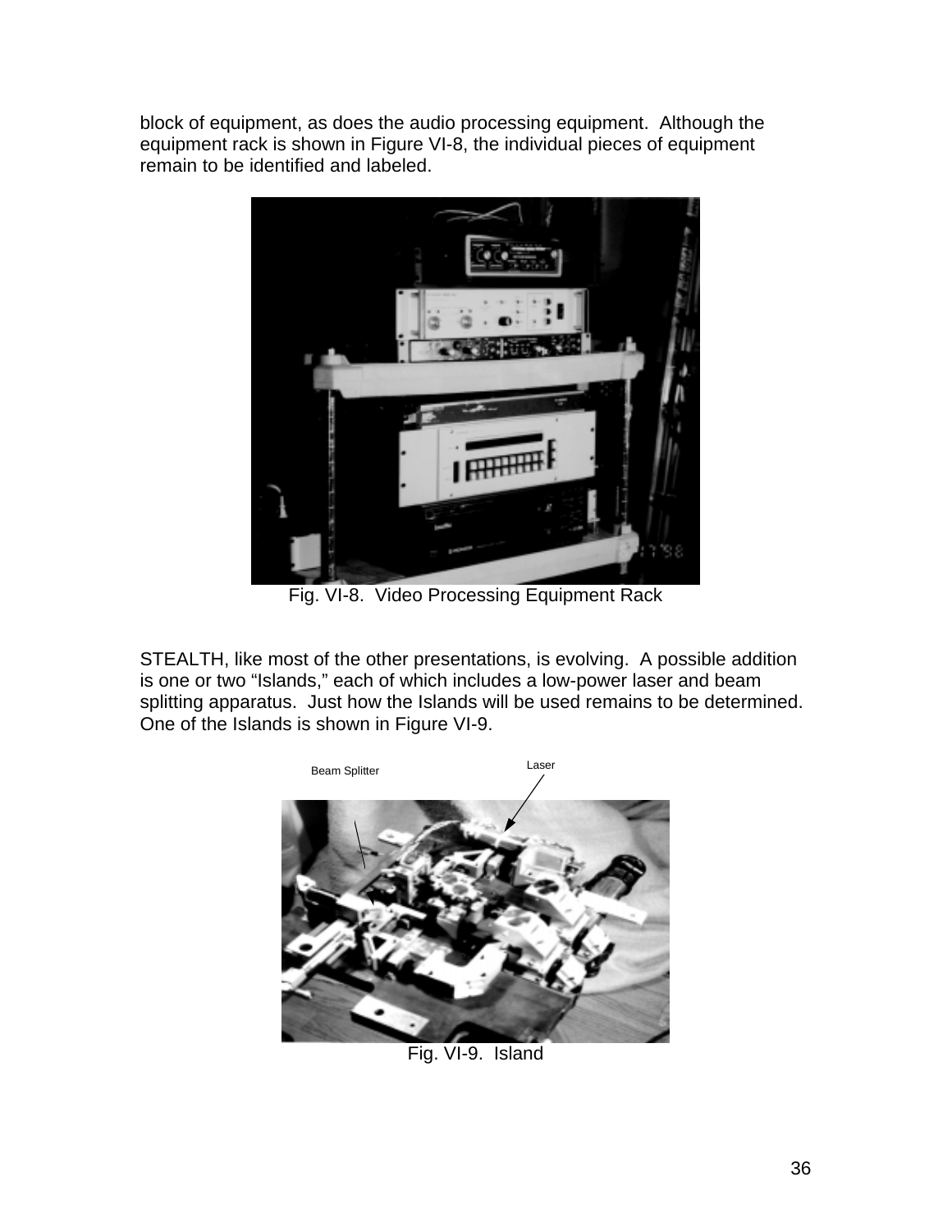block of equipment, as does the audio processing equipment. Although the equipment rack is shown in Figure VI-8, the individual pieces of equipment remain to be identified and labeled.

Fig. VI-8. Video Processing Equipment Rack

STEALTH, like most of the other presentations, is evolving. A possible addition is one or two “Islands,” each of which includes a low-power laser and beam splitting apparatus. Just how the Islands will be used remains to be determined. One of the Islands is shown in Figure VI-9.

Beam Splitter

Laser

Fig. VI-9. Island